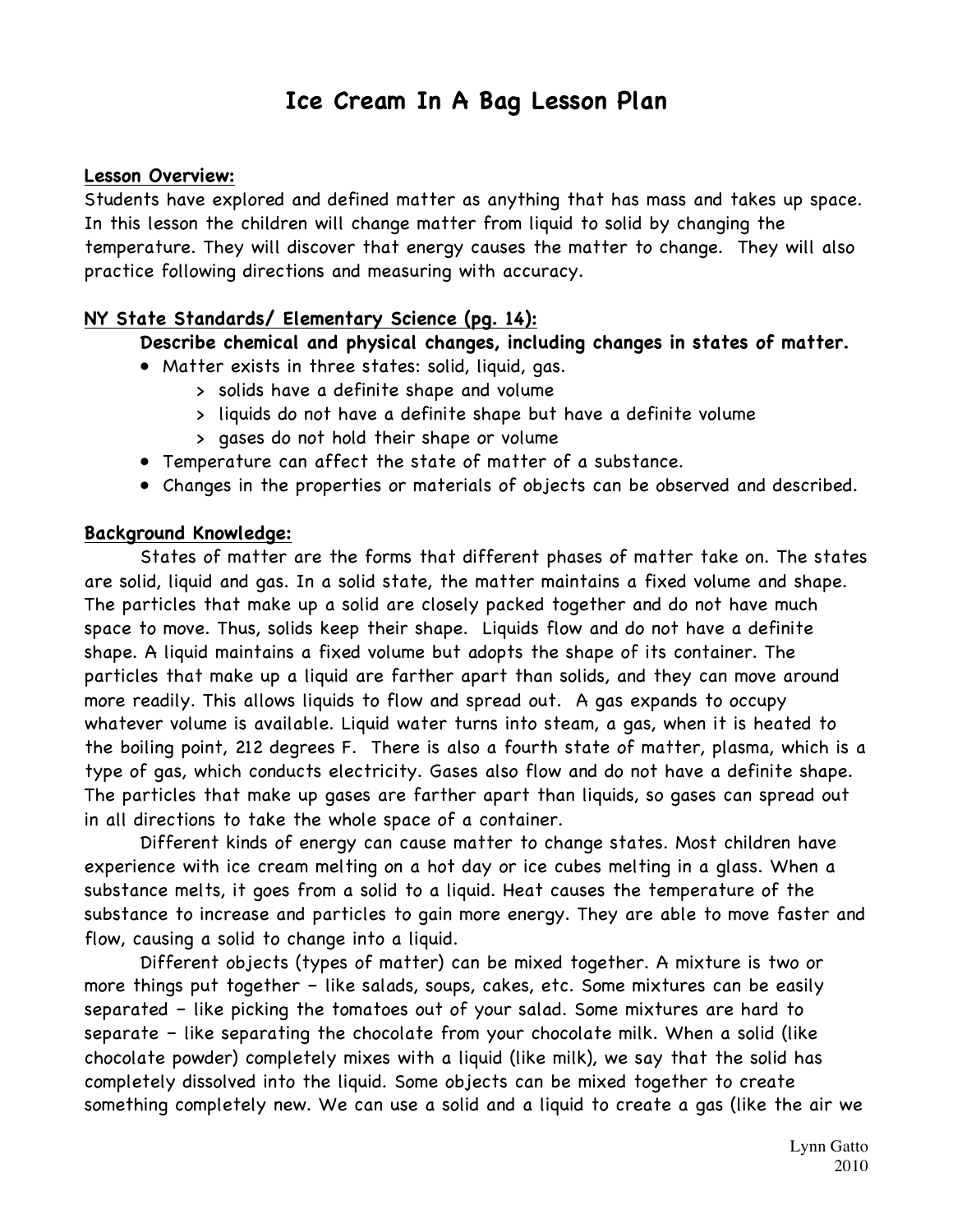# Ice Cream In A Bag Lesson Plan

**Lesson Overview:**

Students have explored and defined matter as anything that has mass and takes up space. In this lesson the children will change matter from liquid to solid by changing the temperature. They will discover that energy causes the matter to change. They will also practice following directions and measuring with accuracy.

**NY State Standards/ Elementary Science (pg. 14):**

**Describe chemical and physical changes, including changes in states of matter.**

- Matter exists in three states: solid, liquid, gas.
  - > solids have a definite shape and volume
  - > liquids do not have a definite shape but have a definite volume
  - > gases do not hold their shape or volume
- Temperature can affect the state of matter of a substance.
- Changes in the properties or materials of objects can be observed and described.

**Background Knowledge:**

States of matter are the forms that different phases of matter take on. The states are solid, liquid and gas. In a solid state, the matter maintains a fixed volume and shape. The particles that make up a solid are closely packed together and do not have much space to move. Thus, solids keep their shape. Liquids flow and do not have a definite shape. A liquid maintains a fixed volume but adopts the shape of its container. The particles that make up a liquid are farther apart than solids, and they can move around more readily. This allows liquids to flow and spread out. A gas expands to occupy whatever volume is available. Liquid water turns into steam, a gas, when it is heated to the boiling point, 212 degrees F. There is also a fourth state of matter, plasma, which is a type of gas, which conducts electricity. Gases also flow and do not have a definite shape. The particles that make up gases are farther apart than liquids, so gases can spread out in all directions to take the whole space of a container.

Different kinds of energy can cause matter to change states. Most children have experience with ice cream melting on a hot day or ice cubes melting in a glass. When a substance melts, it goes from a solid to a liquid. Heat causes the temperature of the substance to increase and particles to gain more energy. They are able to move faster and flow, causing a solid to change into a liquid.

Different objects (types of matter) can be mixed together. A mixture is two or more things put together – like salads, soups, cakes, etc. Some mixtures can be easily separated – like picking the tomatoes out of your salad. Some mixtures are hard to separate – like separating the chocolate from your chocolate milk. When a solid (like chocolate powder) completely mixes with a liquid (like milk), we say that the solid has completely dissolved into the liquid. Some objects can be mixed together to create something completely new. We can use a solid and a liquid to create a gas (like the air we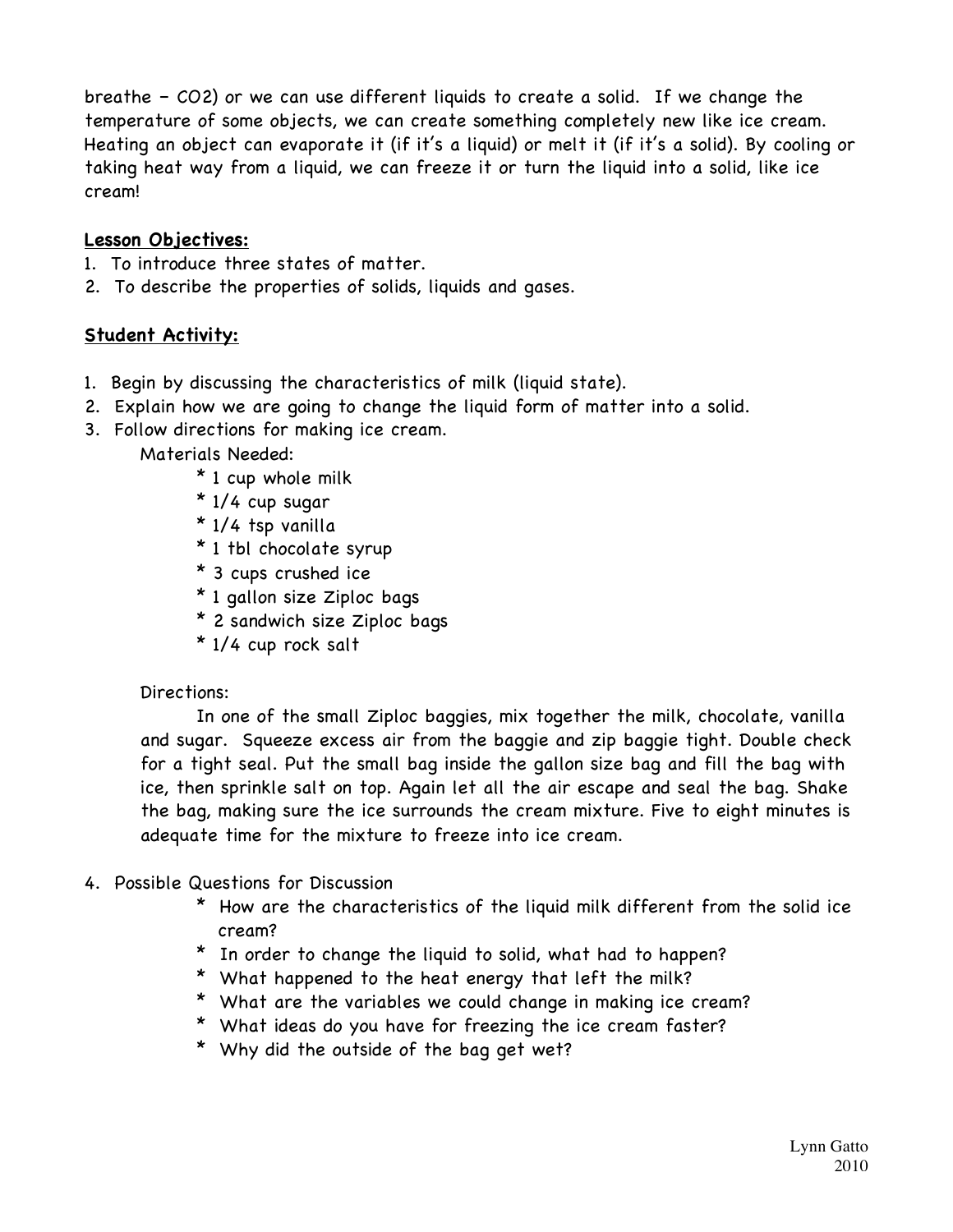breathe – $CO_2$) or we can use different liquids to create a solid. If we change the temperature of some objects, we can create something completely new like ice cream. Heating an object can evaporate it (if it's a liquid) or melt it (if it's a solid). By cooling or taking heat way from a liquid, we can freeze it or turn the liquid into a solid, like ice cream!

## Lesson Objectives:

1. To introduce three states of matter.
2. To describe the properties of solids, liquids and gases.

## Student Activity:

1. Begin by discussing the characteristics of milk (liquid state).
2. Explain how we are going to change the liquid form of matter into a solid.
3. Follow directions for making ice cream.

   Materials Needed:

   * 1 cup whole milk
   * 1/4 cup sugar
   * 1/4 tsp vanilla
   * 1 tbl chocolate syrup
   * 3 cups crushed ice
   * 1 gallon size Ziploc bags
   * 2 sandwich size Ziploc bags
   * 1/4 cup rock salt

   Directions:

   In one of the small Ziploc baggies, mix together the milk, chocolate, vanilla and sugar. Squeeze excess air from the baggie and zip baggie tight. Double check for a tight seal. Put the small bag inside the gallon size bag and fill the bag with ice, then sprinkle salt on top. Again let all the air escape and seal the bag. Shake the bag, making sure the ice surrounds the cream mixture. Five to eight minutes is adequate time for the mixture to freeze into ice cream.

4. Possible Questions for Discussion

   * How are the characteristics of the liquid milk different from the solid ice cream?
   * In order to change the liquid to solid, what had to happen?
   * What happened to the heat energy that left the milk?
   * What are the variables we could change in making ice cream?
   * What ideas do you have for freezing the ice cream faster?
   * Why did the outside of the bag get wet?

Lynn Gatto
2010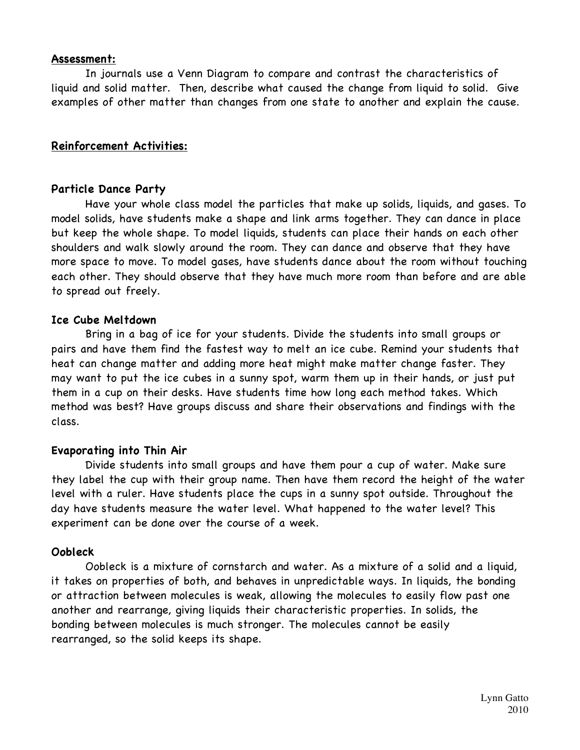**Assessment:**

In journals use a Venn Diagram to compare and contrast the characteristics of liquid and solid matter. Then, describe what caused the change from liquid to solid. Give examples of other matter than changes from one state to another and explain the cause.

**Reinforcement Activities:**

### Particle Dance Party

Have your whole class model the particles that make up solids, liquids, and gases. To model solids, have students make a shape and link arms together. They can dance in place but keep the whole shape. To model liquids, students can place their hands on each other shoulders and walk slowly around the room. They can dance and observe that they have more space to move. To model gases, have students dance about the room without touching each other. They should observe that they have much more room than before and are able to spread out freely.

### Ice Cube Meltdown

Bring in a bag of ice for your students. Divide the students into small groups or pairs and have them find the fastest way to melt an ice cube. Remind your students that heat can change matter and adding more heat might make matter change faster. They may want to put the ice cubes in a sunny spot, warm them up in their hands, or just put them in a cup on their desks. Have students time how long each method takes. Which method was best? Have groups discuss and share their observations and findings with the class.

### Evaporating into Thin Air

Divide students into small groups and have them pour a cup of water. Make sure they label the cup with their group name. Then have them record the height of the water level with a ruler. Have students place the cups in a sunny spot outside. Throughout the day have students measure the water level. What happened to the water level? This experiment can be done over the course of a week.

### Oobleck

Oobleck is a mixture of cornstarch and water. As a mixture of a solid and a liquid, it takes on properties of both, and behaves in unpredictable ways. In liquids, the bonding or attraction between molecules is weak, allowing the molecules to easily flow past one another and rearrange, giving liquids their characteristic properties. In solids, the bonding between molecules is much stronger. The molecules cannot be easily rearranged, so the solid keeps its shape.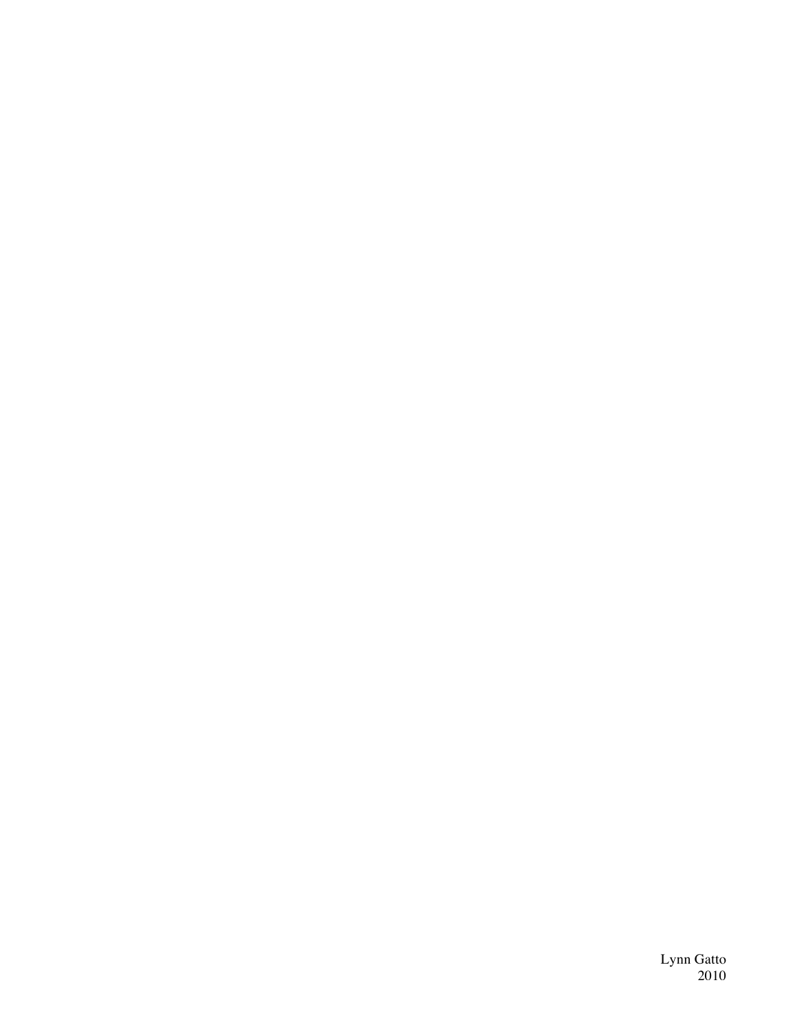Lynn Gatto
2010